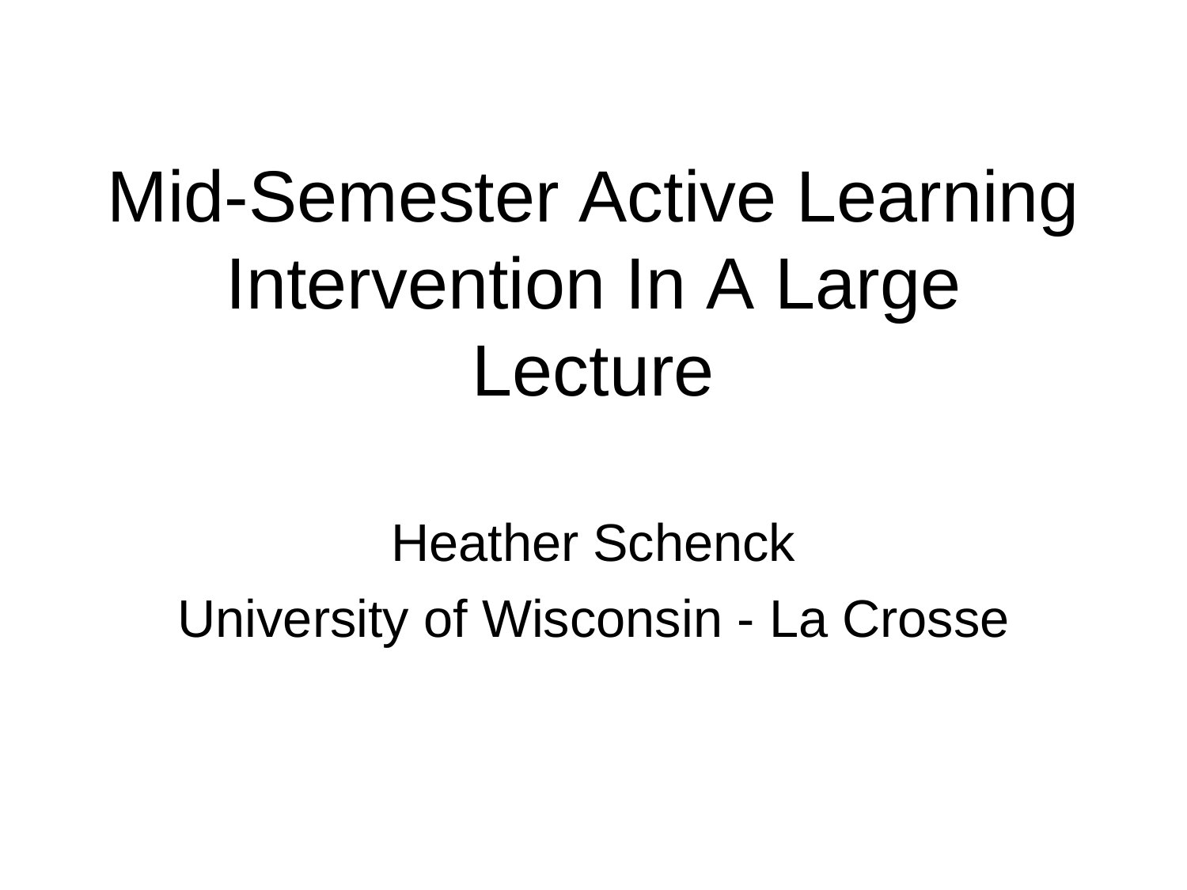# Mid-Semester Active Learning Intervention In A Large Lecture

Heather Schenck

University of Wisconsin - La Crosse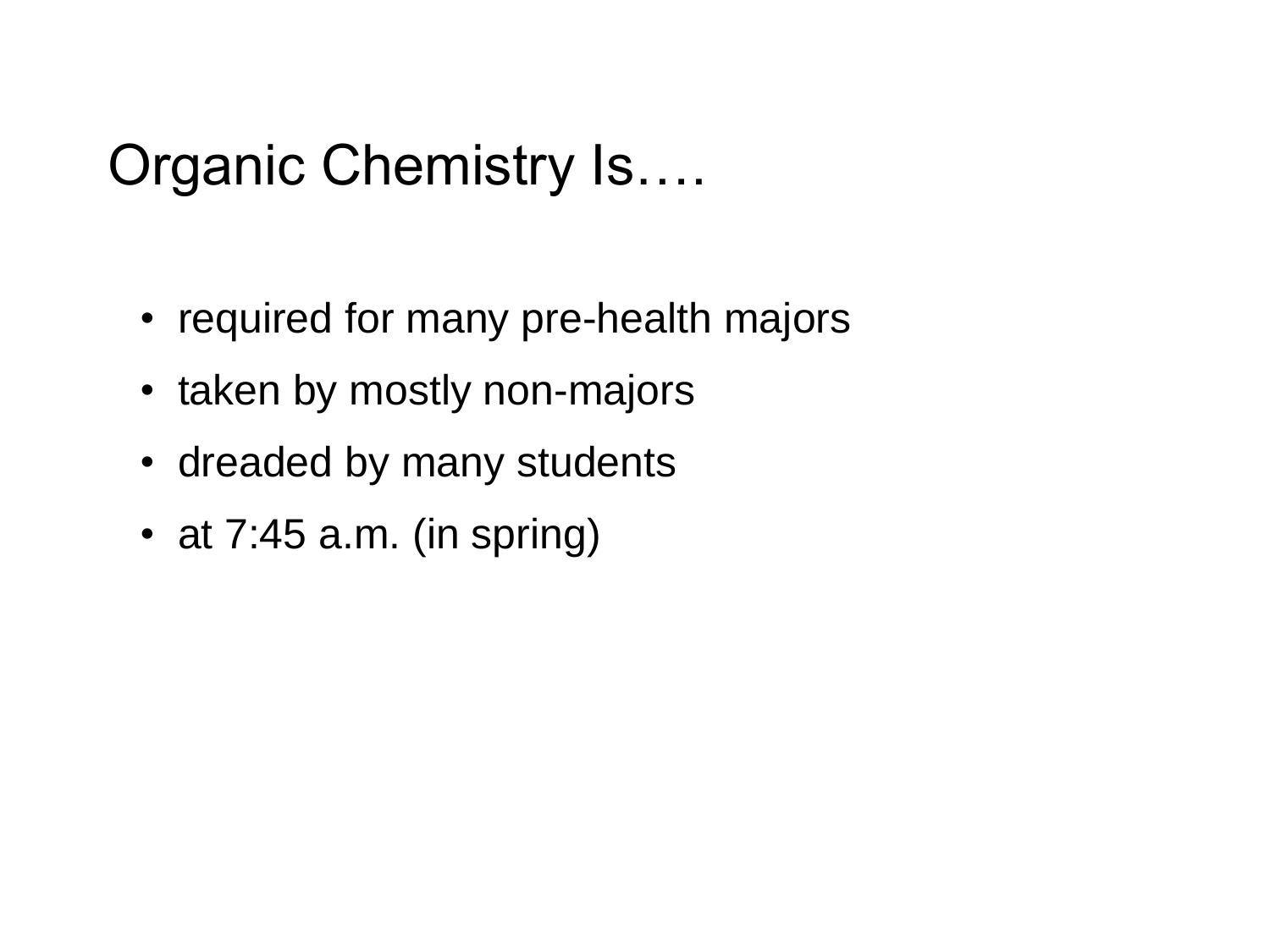# Organic Chemistry Is….

- required for many pre-health majors
- taken by mostly non-majors
- dreaded by many students
- at 7:45 a.m. (in spring)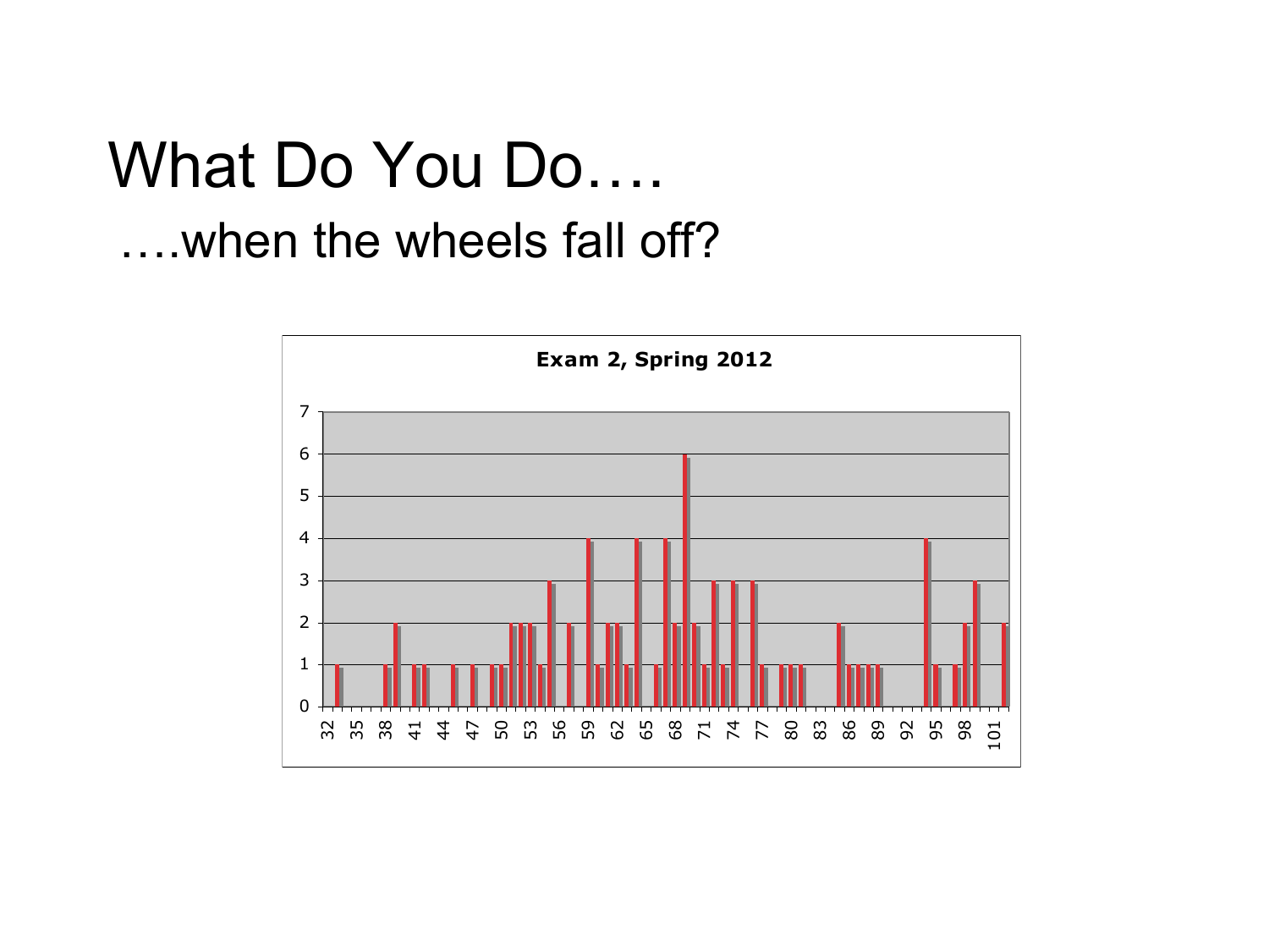# What Do You Do….

## ….when the wheels fall off?

**Exam 2, Spring 2012**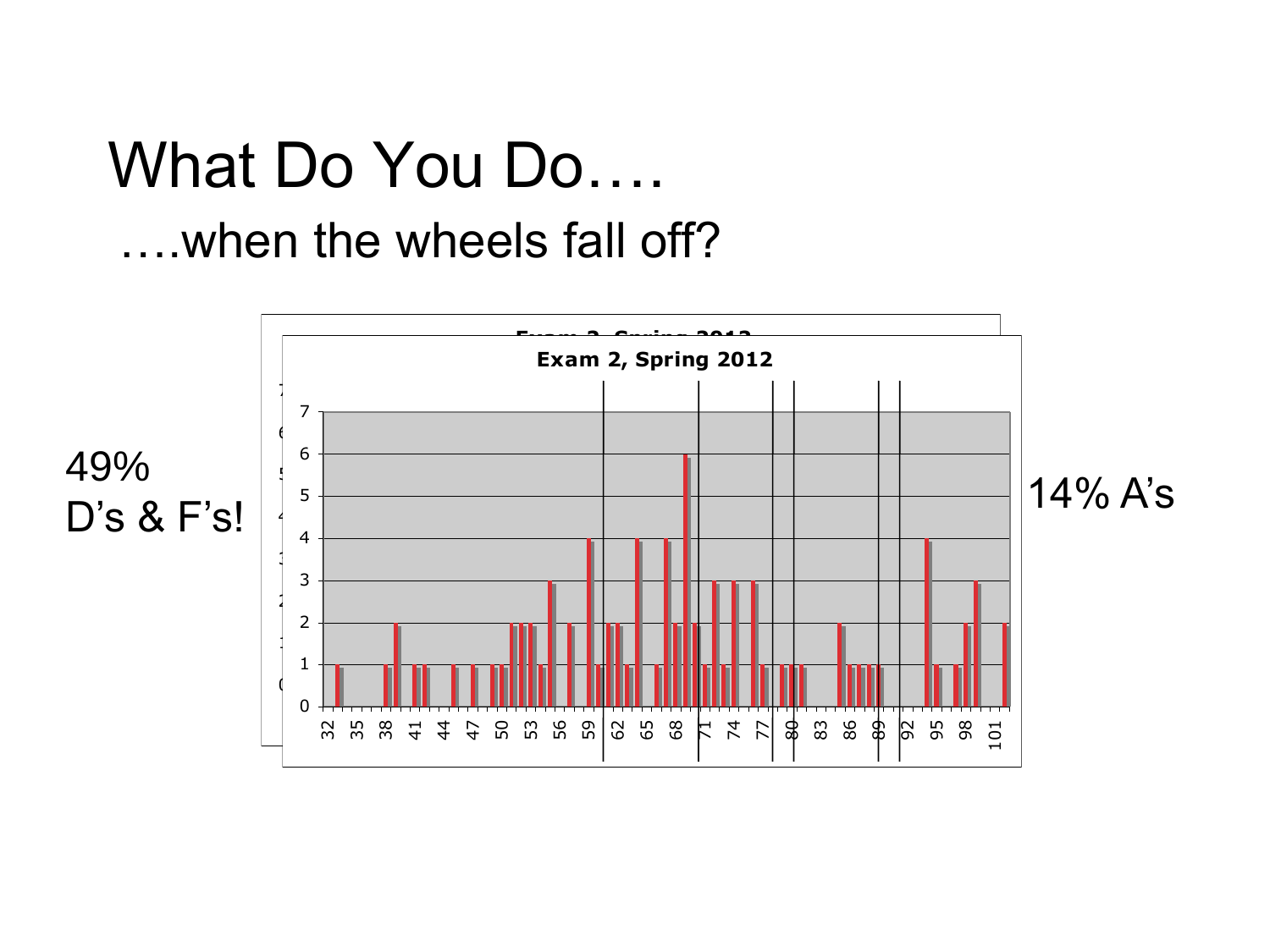# What Do You Do….

## ….when the wheels fall off?

49% D's & F's!

Exam 2, Spring 2012

14% A's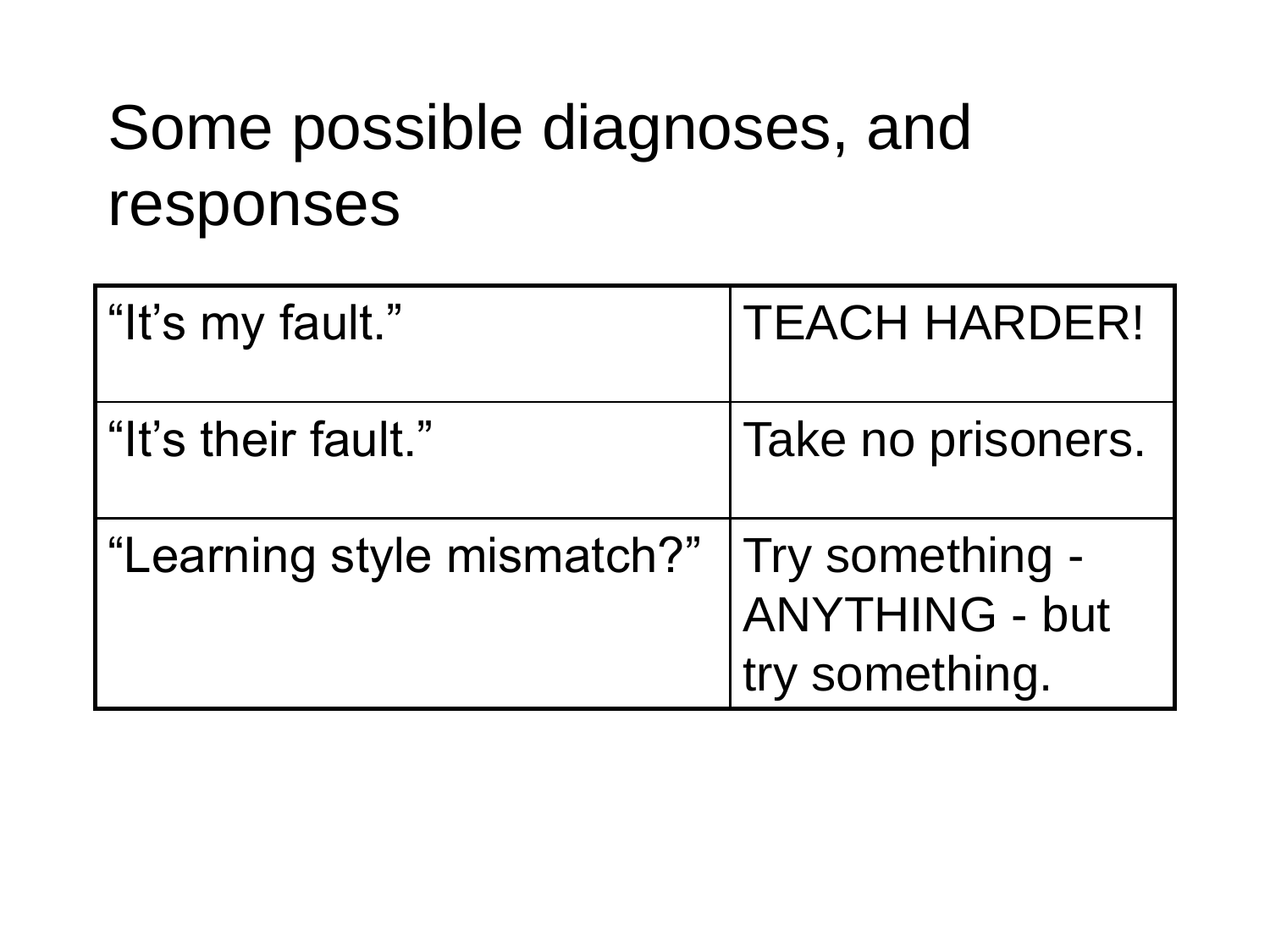# Some possible diagnoses, and responses

| | |
|---|---|
| "It's my fault." | TEACH HARDER! |
| "It's their fault." | Take no prisoners. |
| "Learning style mismatch?" | Try something - ANYTHING - but try something. |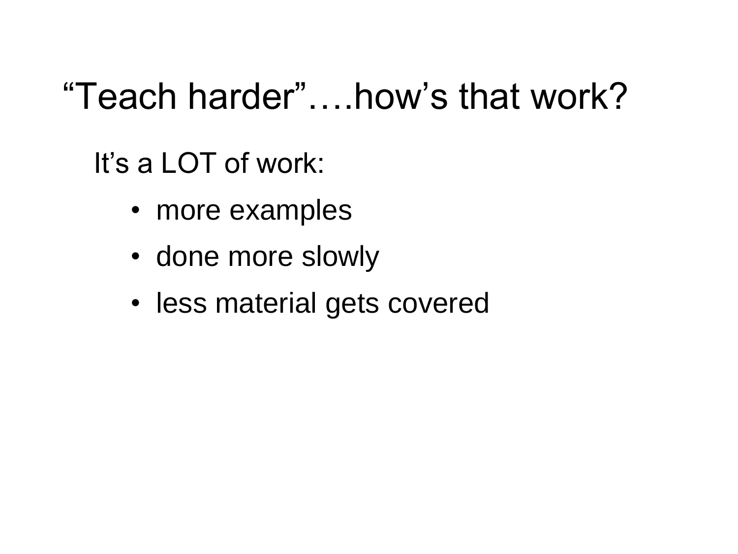# “Teach harder”….how’s that work?

It’s a LOT of work:

- more examples
- done more slowly
- less material gets covered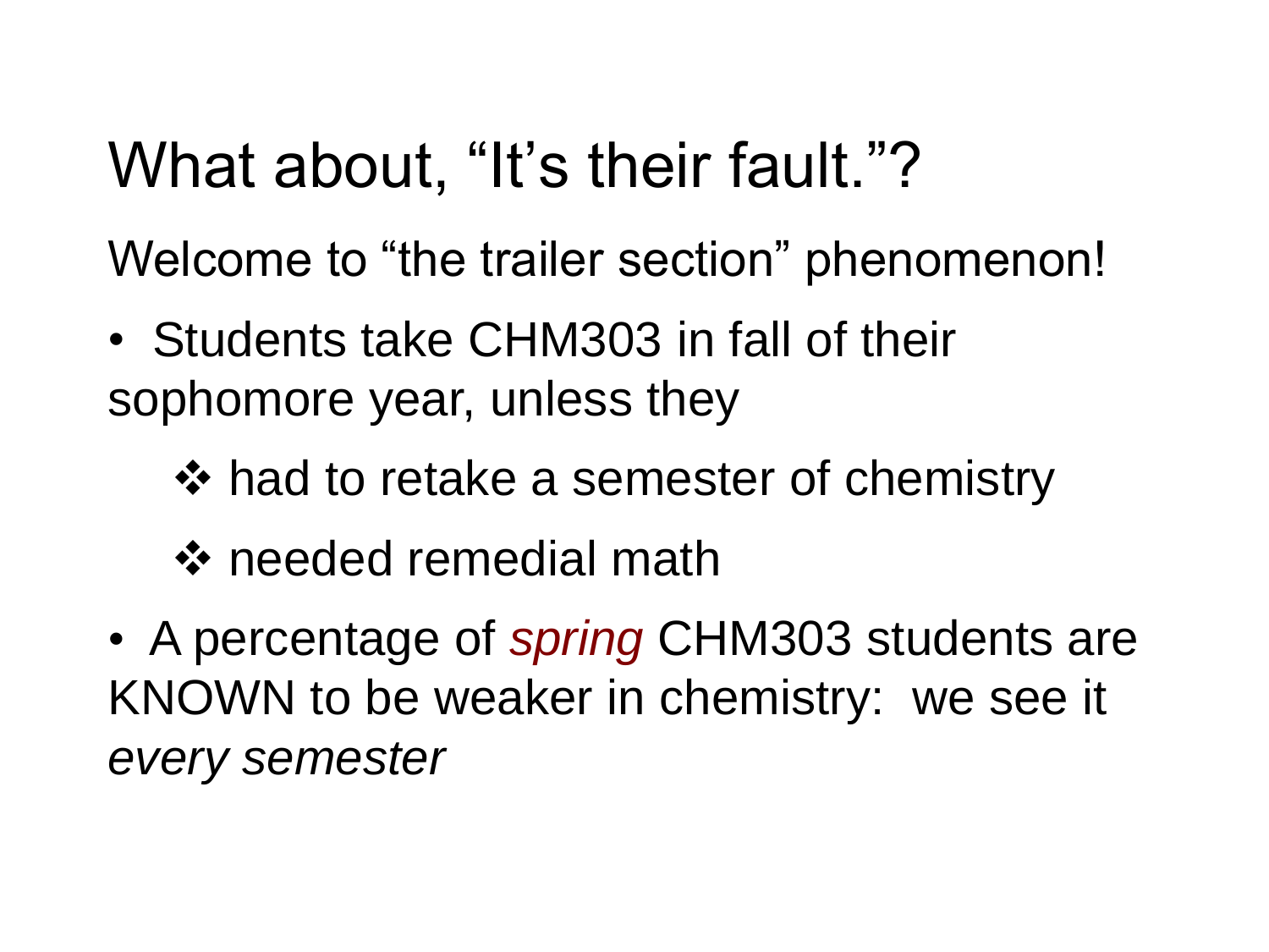# What about, "It's their fault."?

Welcome to "the trailer section" phenomenon!

- Students take CHM303 in fall of their sophomore year, unless they
  - ❖ had to retake a semester of chemistry
  - ❖ needed remedial math
- A percentage of *spring* CHM303 students are KNOWN to be weaker in chemistry: we see it *every semester*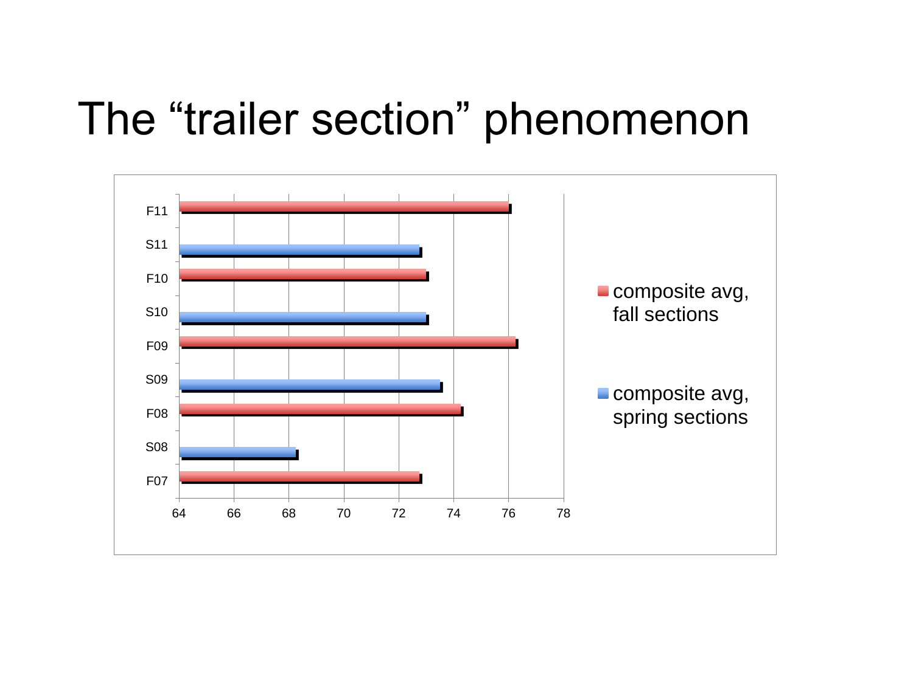# The "trailer section" phenomenon

| Section | composite avg, fall sections | composite avg, spring sections |
|---|---|---|
| F11 | ~76.0 | |
| S11 | | ~72.75 |
| F10 | ~73.0 | |
| S10 | | ~73.0 |
| F09 | ~76.25 | |
| S09 | | ~73.5 |
| F08 | ~74.25 | |
| S08 | | ~68.25 |
| F07 | ~72.75 | |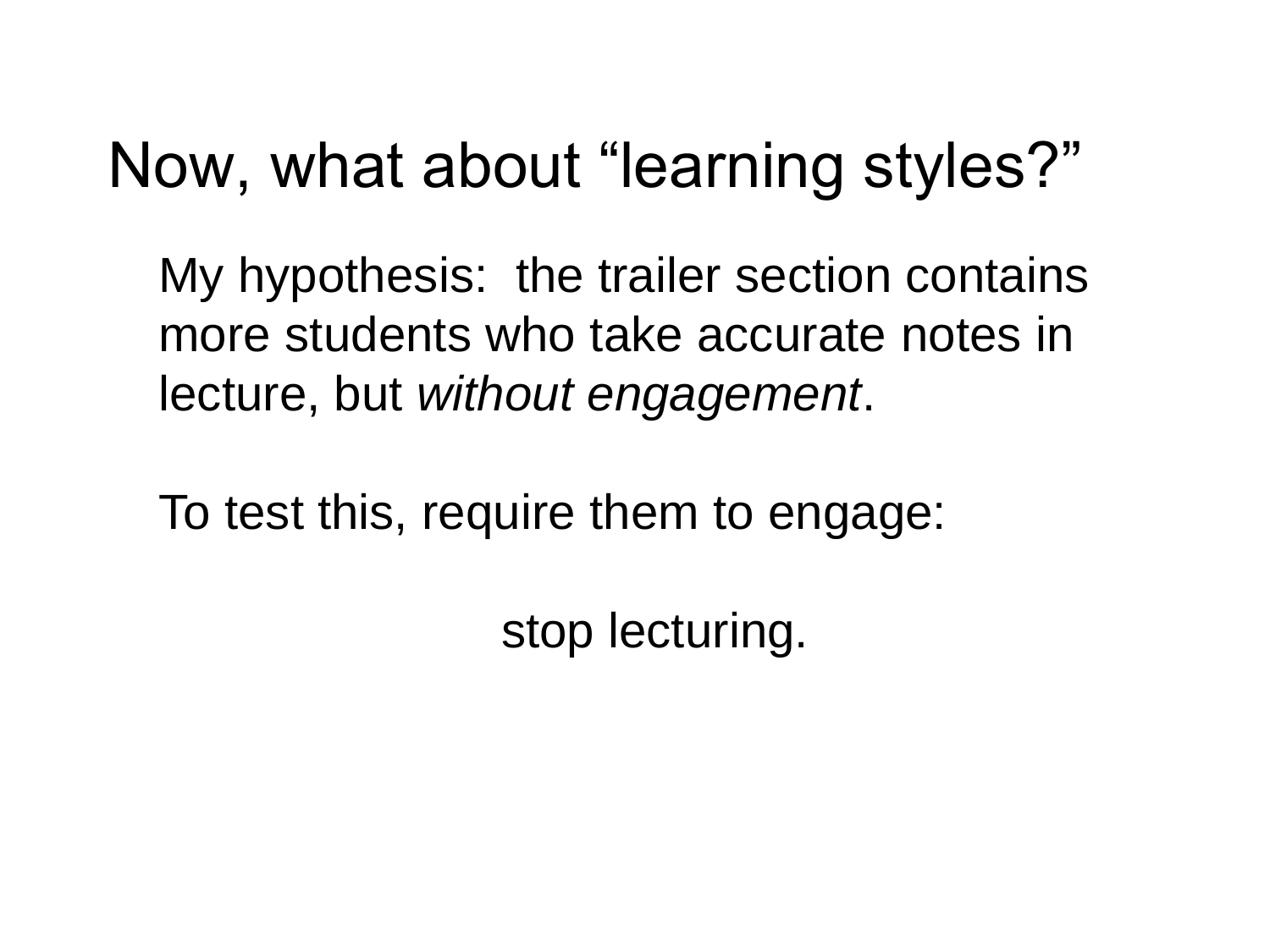# Now, what about “learning styles?”

My hypothesis: the trailer section contains more students who take accurate notes in lecture, but *without engagement*.

To test this, require them to engage:

stop lecturing.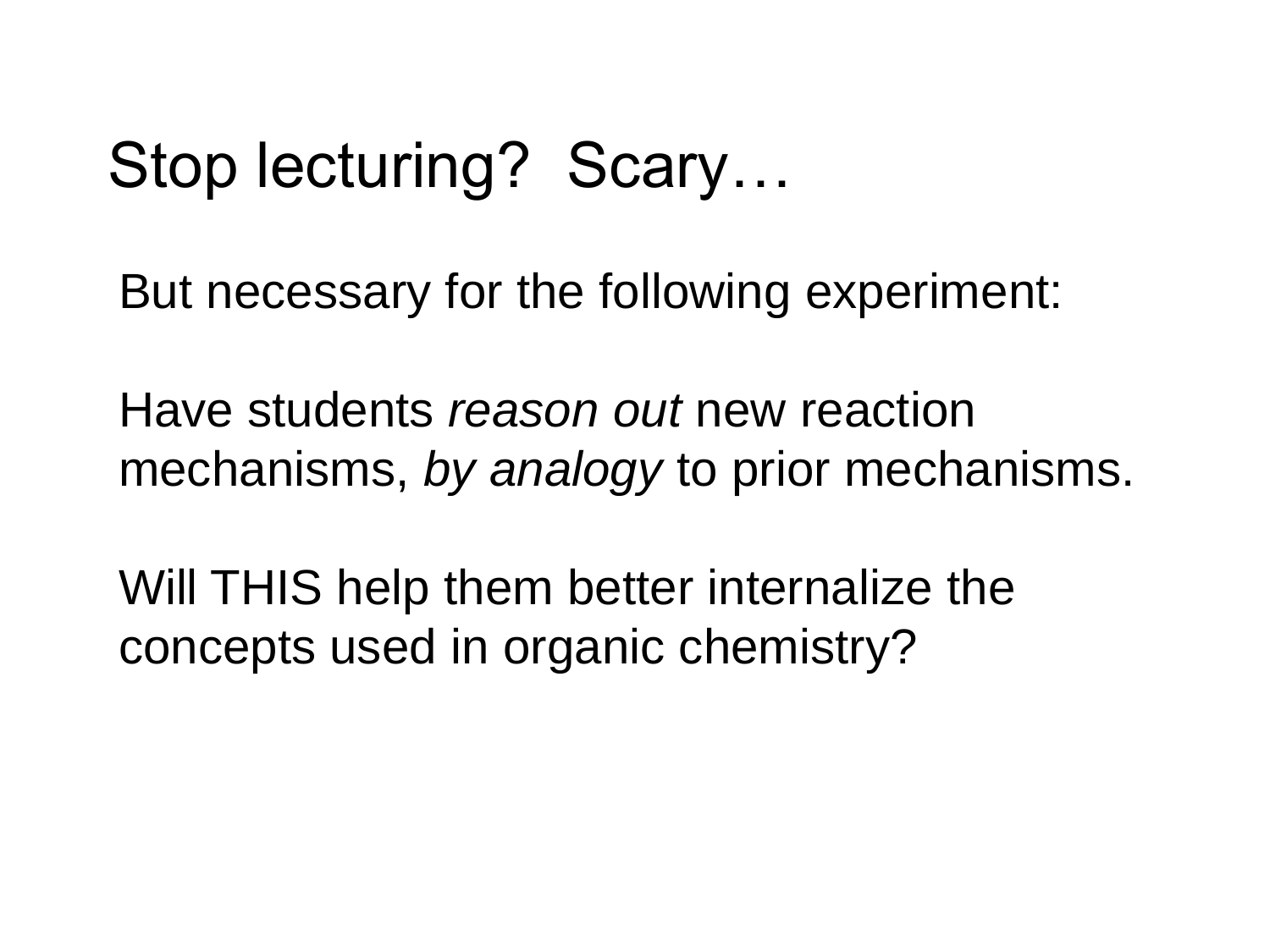# Stop lecturing? Scary…

But necessary for the following experiment:

Have students *reason out* new reaction mechanisms, *by analogy* to prior mechanisms.

Will THIS help them better internalize the concepts used in organic chemistry?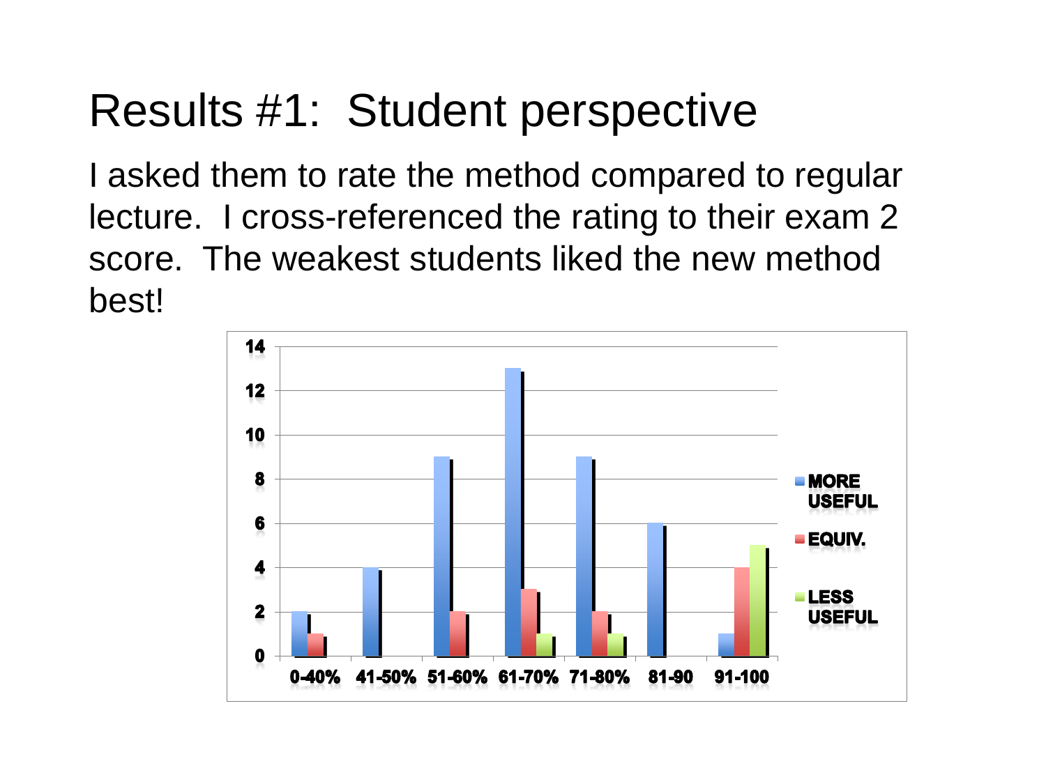# Results #1: Student perspective

I asked them to rate the method compared to regular lecture. I cross-referenced the rating to their exam 2 score. The weakest students liked the new method best!

| Exam 2 score | MORE USEFUL | EQUIV. | LESS USEFUL |
| --- | --- | --- | --- |
| 0-40% | 2 | 1 | 0 |
| 41-50% | 4 | 0 | 0 |
| 51-60% | 9 | 2 | 0 |
| 61-70% | 13 | 3 | 1 |
| 71-80% | 9 | 2 | 1 |
| 81-90 | 6 | 0 | 0 |
| 91-100 | 1 | 4 | 5 |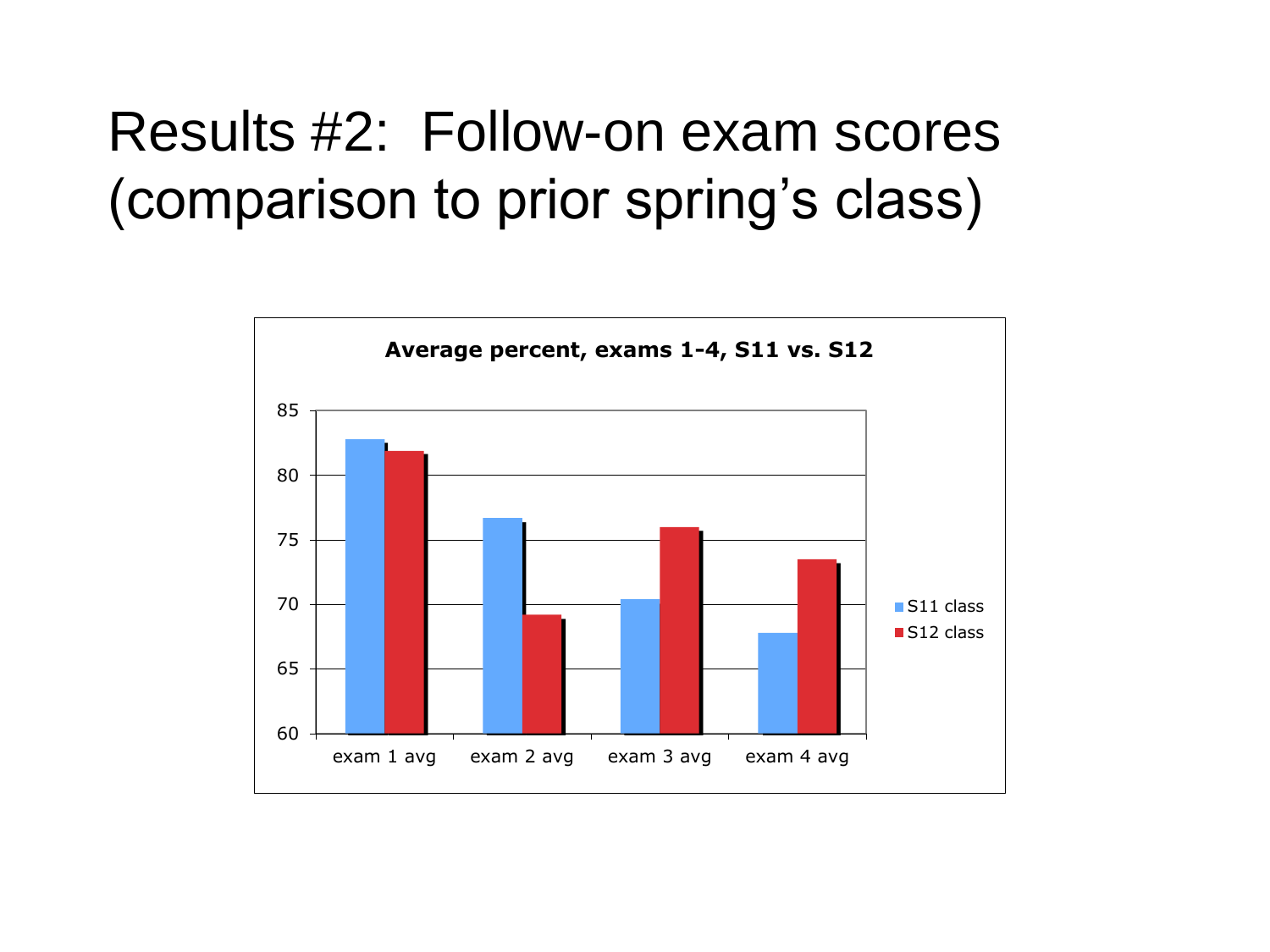# Results #2: Follow-on exam scores (comparison to prior spring's class)

**Average percent, exams 1-4, S11 vs. S12**

85
80
75
70
65
60

exam 1 avg | exam 2 avg | exam 3 avg | exam 4 avg

S11 class
S12 class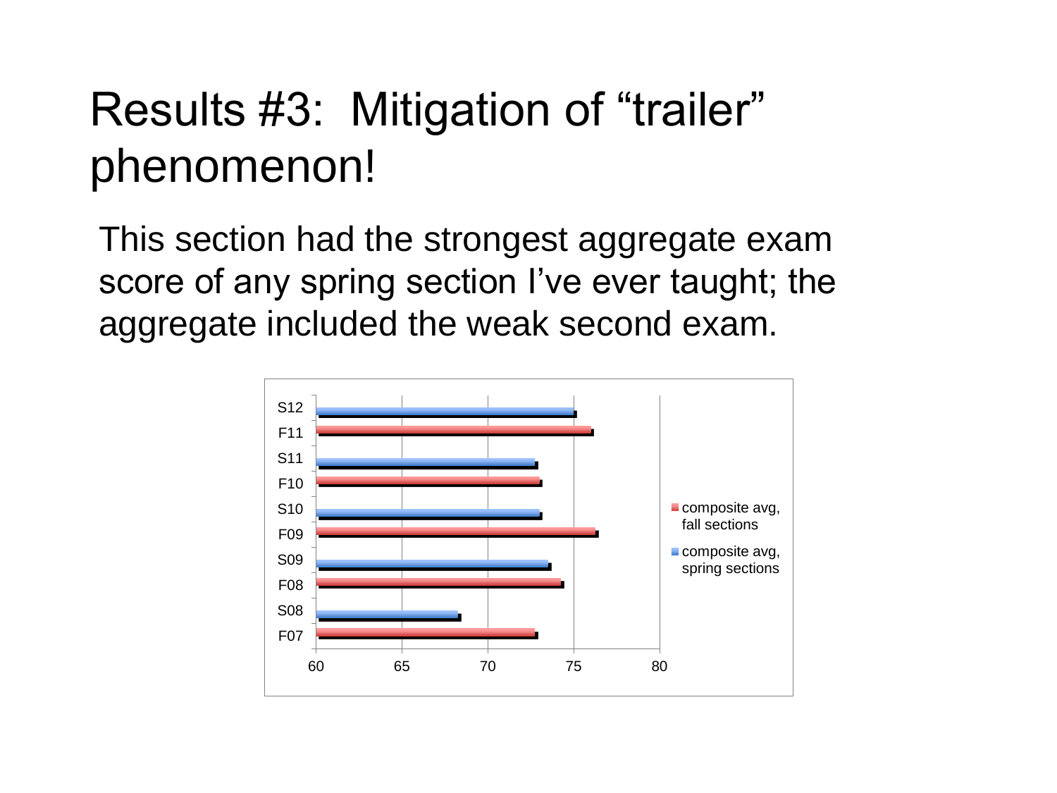# Results #3: Mitigation of "trailer" phenomenon!

This section had the strongest aggregate exam score of any spring section I've ever taught; the aggregate included the weak second exam.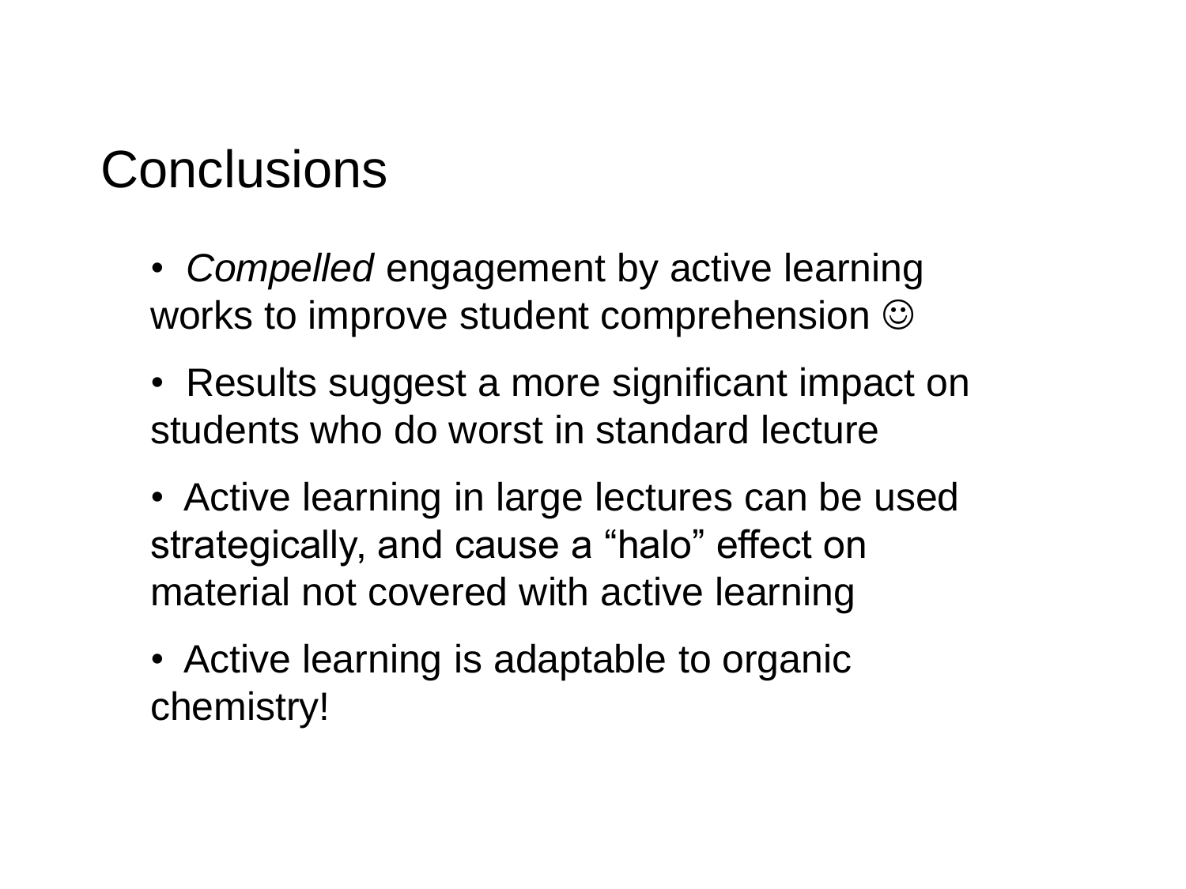# Conclusions

- *Compelled* engagement by active learning works to improve student comprehension ☺
- Results suggest a more significant impact on students who do worst in standard lecture
- Active learning in large lectures can be used strategically, and cause a “halo” effect on material not covered with active learning
- Active learning is adaptable to organic chemistry!